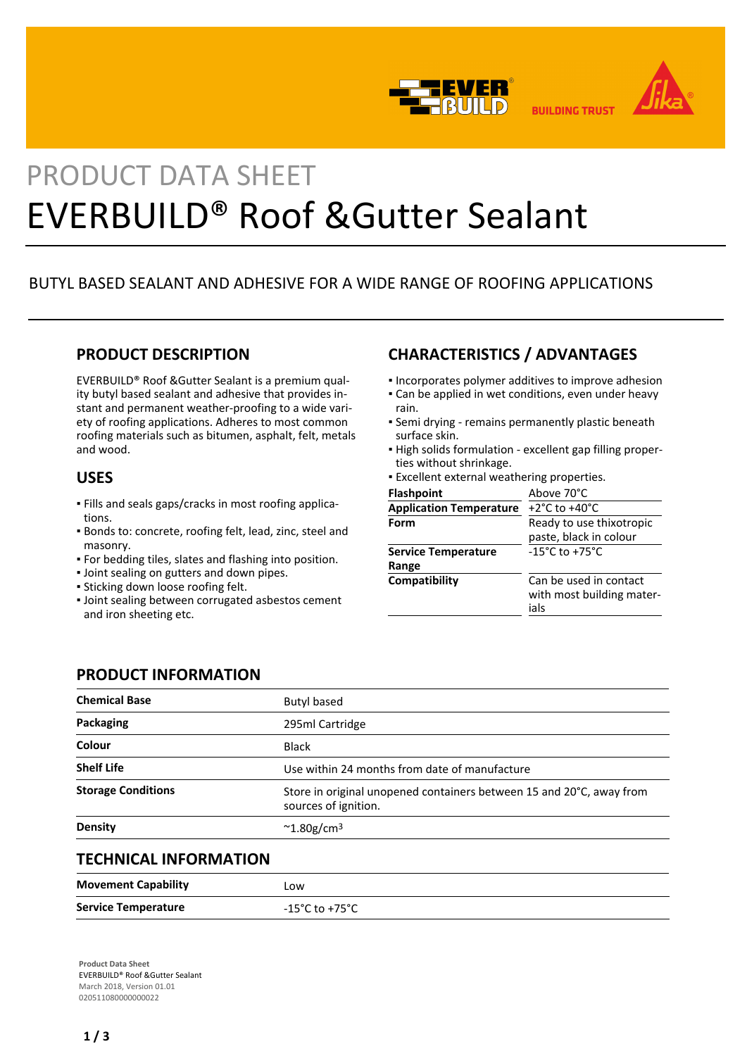PRODUCT DATA SHEET

# EVERBUILD® Roof &Gutter Sealant

BUTYL BASED SEALANT AND ADHESIVE FOR A WIDE RANGE OF ROOFING APPLICATIONS

## PRODUCT DESCRIPTION

EVERBUILD® Roof &Gutter Sealant is a premium quality butyl based sealant and adhesive that provides instant and permanent weather-proofing to a wide variety of roofing applications. Adheres to most common roofing materials such as bitumen, asphalt, felt, metals and wood.

## USES

- Fills and seals gaps/cracks in most roofing applications.
- Bonds to: concrete, roofing felt, lead, zinc, steel and masonry.
- For bedding tiles, slates and flashing into position.
- Joint sealing on gutters and down pipes.
- Sticking down loose roofing felt.
- Joint sealing between corrugated asbestos cement and iron sheeting etc.

## CHARACTERISTICS / ADVANTAGES

- Incorporates polymer additives to improve adhesion
- Can be applied in wet conditions, even under heavy rain.
- Semi drying - remains permanently plastic beneath surface skin.
- High solids formulation - excellent gap filling properties without shrinkage.
- Excellent external weathering properties.

| | |
|---|---|
| **Flashpoint** | Above 70°C |
| **Application Temperature** | +2°C to +40°C |
| **Form** | Ready to use thixotropic paste, black in colour |
| **Service Temperature Range** | -15°C to +75°C |
| **Compatibility** | Can be used in contact with most building materials |

## PRODUCT INFORMATION

| | |
|---|---|
| **Chemical Base** | Butyl based |
| **Packaging** | 295ml Cartridge |
| **Colour** | Black |
| **Shelf Life** | Use within 24 months from date of manufacture |
| **Storage Conditions** | Store in original unopened containers between 15 and 20°C, away from sources of ignition. |
| **Density** | ~1.80g/cm³ |

## TECHNICAL INFORMATION

| | |
|---|---|
| **Movement Capability** | Low |
| **Service Temperature** | -15°C to +75°C |

**Product Data Sheet**
EVERBUILD® Roof &Gutter Sealant
March 2018, Version 01.01
020511080000000022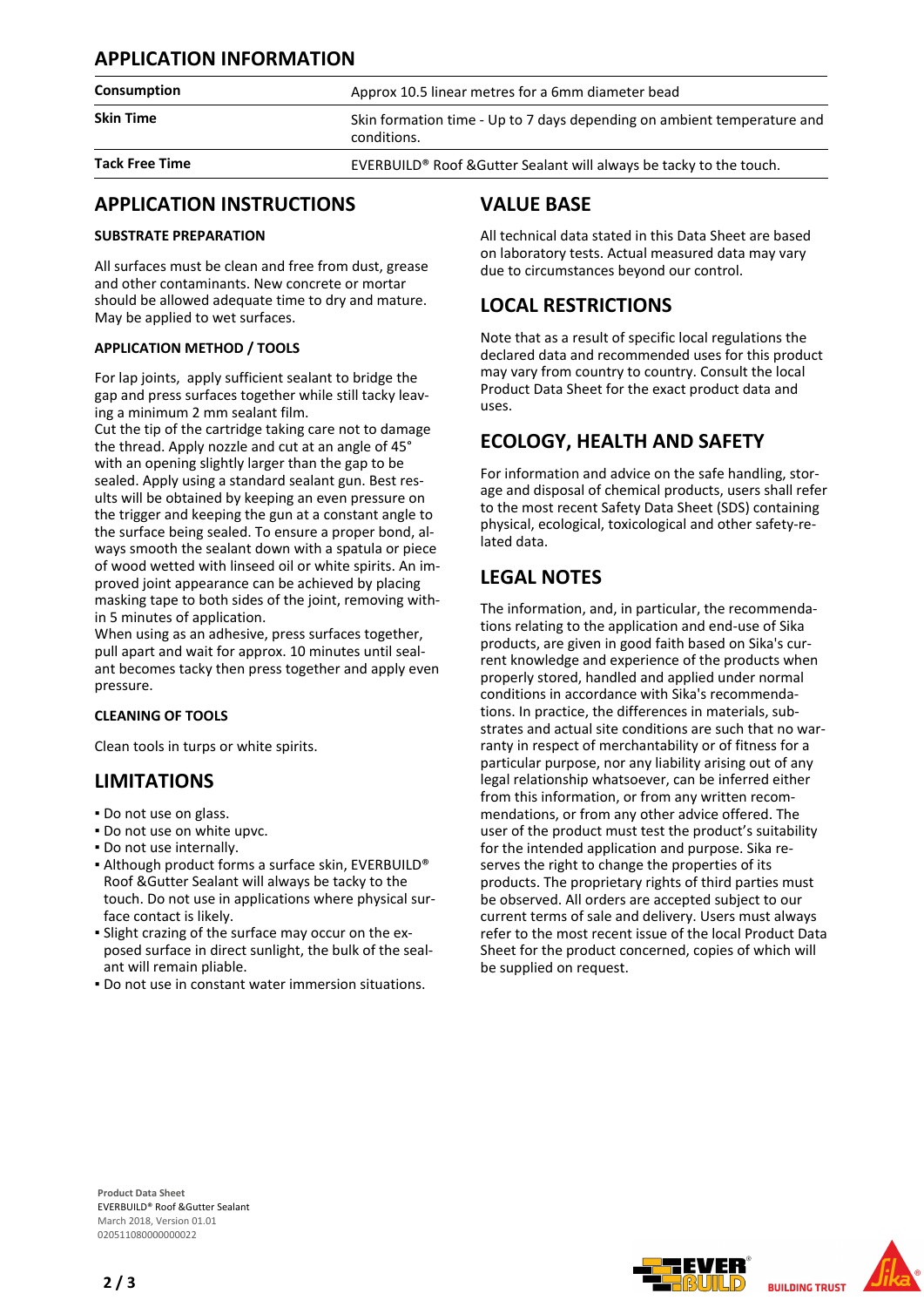## APPLICATION INFORMATION

| | |
|---|---|
| **Consumption** | Approx 10.5 linear metres for a 6mm diameter bead |
| **Skin Time** | Skin formation time - Up to 7 days depending on ambient temperature and conditions. |
| **Tack Free Time** | EVERBUILD® Roof &Gutter Sealant will always be tacky to the touch. |

## APPLICATION INSTRUCTIONS

### SUBSTRATE PREPARATION

All surfaces must be clean and free from dust, grease and other contaminants. New concrete or mortar should be allowed adequate time to dry and mature. May be applied to wet surfaces.

### APPLICATION METHOD / TOOLS

For lap joints, apply sufficient sealant to bridge the gap and press surfaces together while still tacky leaving a minimum 2 mm sealant film.
Cut the tip of the cartridge taking care not to damage the thread. Apply nozzle and cut at an angle of 45° with an opening slightly larger than the gap to be sealed. Apply using a standard sealant gun. Best results will be obtained by keeping an even pressure on the trigger and keeping the gun at a constant angle to the surface being sealed. To ensure a proper bond, always smooth the sealant down with a spatula or piece of wood wetted with linseed oil or white spirits. An improved joint appearance can be achieved by placing masking tape to both sides of the joint, removing within 5 minutes of application.
When using as an adhesive, press surfaces together, pull apart and wait for approx. 10 minutes until sealant becomes tacky then press together and apply even pressure.

### CLEANING OF TOOLS

Clean tools in turps or white spirits.

## LIMITATIONS

- Do not use on glass.
- Do not use on white upvc.
- Do not use internally.
- Although product forms a surface skin, EVERBUILD® Roof &Gutter Sealant will always be tacky to the touch. Do not use in applications where physical surface contact is likely.
- Slight crazing of the surface may occur on the exposed surface in direct sunlight, the bulk of the sealant will remain pliable.
- Do not use in constant water immersion situations.

## VALUE BASE

All technical data stated in this Data Sheet are based on laboratory tests. Actual measured data may vary due to circumstances beyond our control.

## LOCAL RESTRICTIONS

Note that as a result of specific local regulations the declared data and recommended uses for this product may vary from country to country. Consult the local Product Data Sheet for the exact product data and uses.

## ECOLOGY, HEALTH AND SAFETY

For information and advice on the safe handling, storage and disposal of chemical products, users shall refer to the most recent Safety Data Sheet (SDS) containing physical, ecological, toxicological and other safety-related data.

## LEGAL NOTES

The information, and, in particular, the recommendations relating to the application and end-use of Sika products, are given in good faith based on Sika's current knowledge and experience of the products when properly stored, handled and applied under normal conditions in accordance with Sika's recommendations. In practice, the differences in materials, substrates and actual site conditions are such that no warranty in respect of merchantability or of fitness for a particular purpose, nor any liability arising out of any legal relationship whatsoever, can be inferred either from this information, or from any written recommendations, or from any other advice offered. The user of the product must test the product's suitability for the intended application and purpose. Sika reserves the right to change the properties of its products. The proprietary rights of third parties must be observed. All orders are accepted subject to our current terms of sale and delivery. Users must always refer to the most recent issue of the local Product Data Sheet for the product concerned, copies of which will be supplied on request.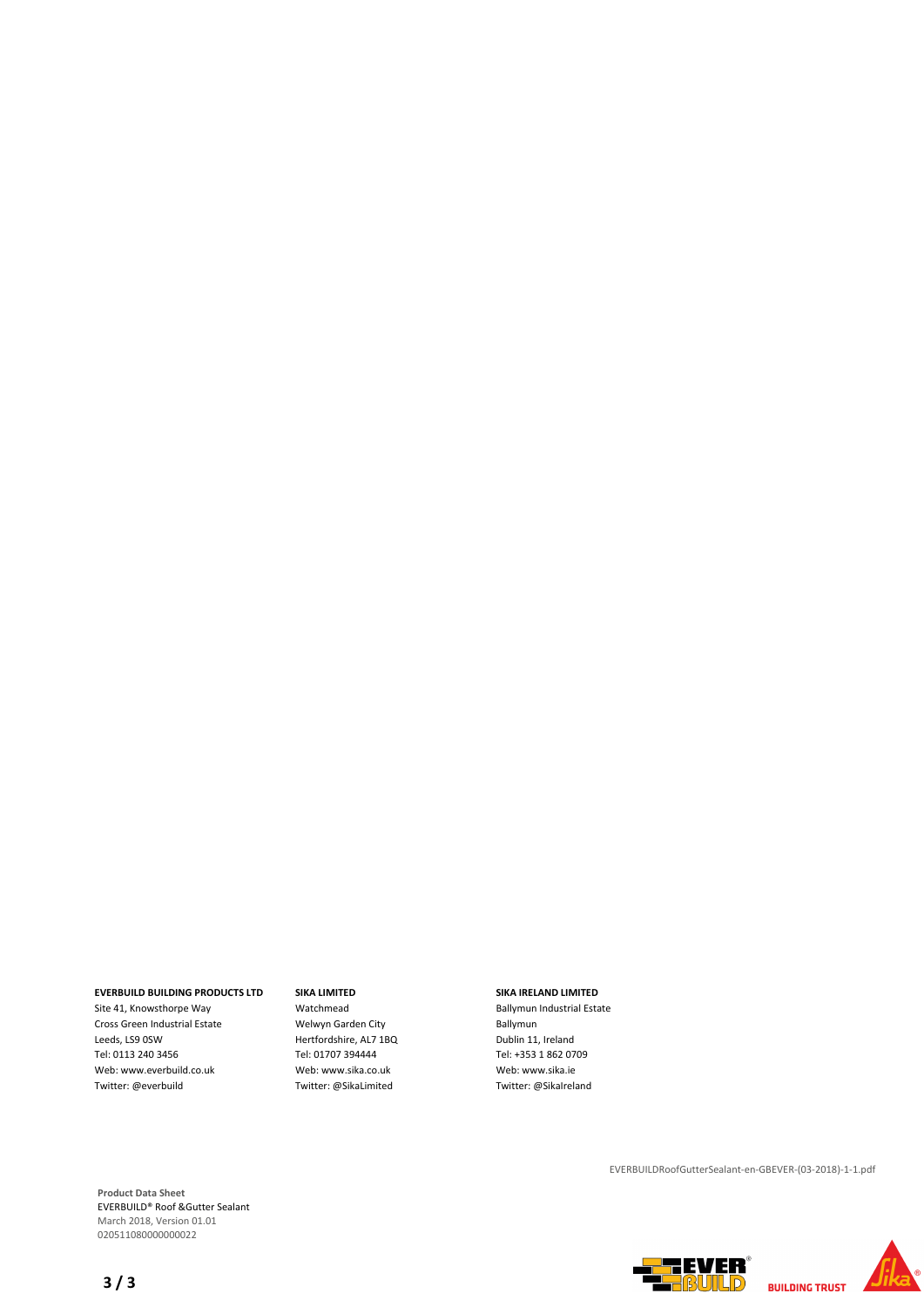**EVERBUILD BUILDING PRODUCTS LTD**
Site 41, Knowsthorpe Way
Cross Green Industrial Estate
Leeds, LS9 0SW
Tel: 0113 240 3456
Web: www.everbuild.co.uk
Twitter: @everbuild

**SIKA LIMITED**
Watchmead
Welwyn Garden City
Hertfordshire, AL7 1BQ
Tel: 01707 394444
Web: www.sika.co.uk
Twitter: @SikaLimited

**SIKA IRELAND LIMITED**
Ballymun Industrial Estate
Ballymun
Dublin 11, Ireland
Tel: +353 1 862 0709
Web: www.sika.ie
Twitter: @SikaIreland

EVERBUILDRoofGutterSealant-en-GBEVER-(03-2018)-1-1.pdf

**Product Data Sheet**
EVERBUILD® Roof &Gutter Sealant
March 2018, Version 01.01
020511080000000022

BUILDING TRUST